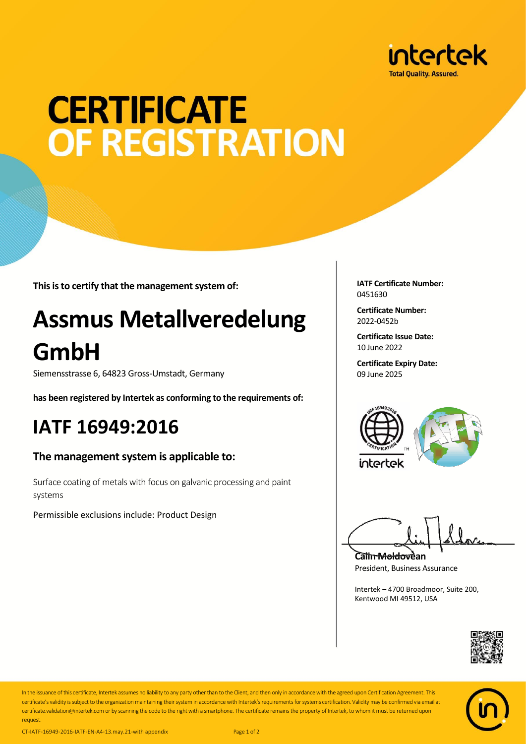intertek
Total Quality. Assured.

# CERTIFICATE OF REGISTRATION

**This is to certify that the management system of:**

# Assmus Metallveredelung GmbH

Siemensstrasse 6, 64823 Gross-Umstadt, Germany

**has been registered by Intertek as conforming to the requirements of:**

## IATF 16949:2016

### The management system is applicable to:

Surface coating of metals with focus on galvanic processing and paint systems

Permissible exclusions include: Product Design

**IATF Certificate Number:**
0451630

**Certificate Number:**
2022-0452b

**Certificate Issue Date:**
10 June 2022

**Certificate Expiry Date:**
09 June 2025

**Calin Moldovean**
President, Business Assurance

Intertek – 4700 Broadmoor, Suite 200,
Kentwood MI 49512, USA

In the issuance of this certificate, Intertek assumes no liability to any party other than to the Client, and then only in accordance with the agreed upon Certification Agreement. This certificate's validity is subject to the organization maintaining their system in accordance with Intertek's requirements for systems certification. Validity may be confirmed via email at certificate.validation@intertek.com or by scanning the code to the right with a smartphone. The certificate remains the property of Intertek, to whom it must be returned upon request.

CT-IATF-16949-2016-IATF-EN-A4-13.may.21-with appendix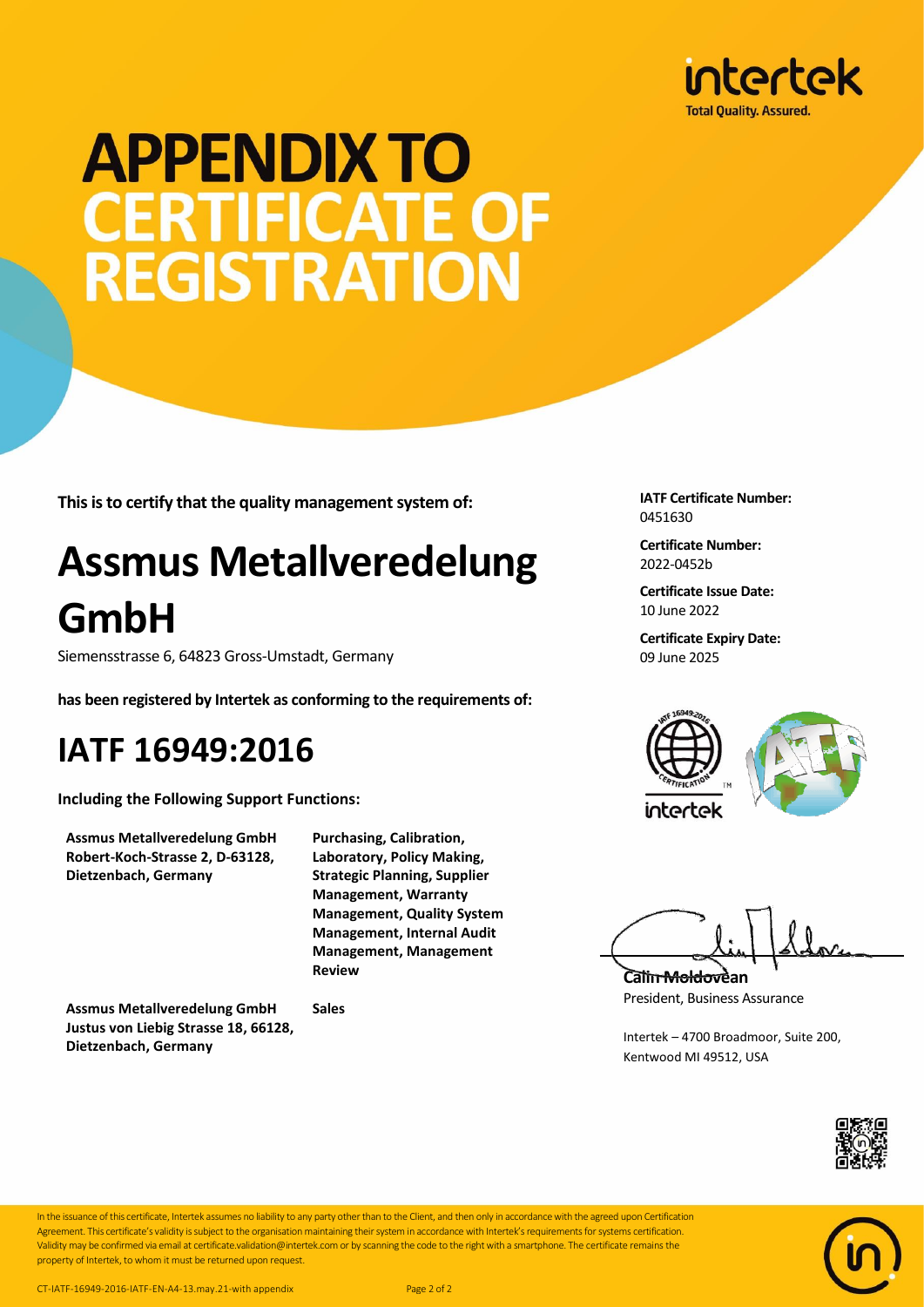# APPENDIX TO CERTIFICATE OF REGISTRATION

**This is to certify that the quality management system of:**

# Assmus Metallveredelung GmbH

Siemensstrasse 6, 64823 Gross-Umstadt, Germany

**has been registered by Intertek as conforming to the requirements of:**

## IATF 16949:2016

**Including the Following Support Functions:**

| | |
|---|---|
| **Assmus Metallveredelung GmbH Robert-Koch-Strasse 2, D-63128, Dietzenbach, Germany** | **Purchasing, Calibration, Laboratory, Policy Making, Strategic Planning, Supplier Management, Warranty Management, Quality System Management, Internal Audit Management, Management Review** |
| **Assmus Metallveredelung GmbH Justus von Liebig Strasse 18, 66128, Dietzenbach, Germany** | **Sales** |

**IATF Certificate Number:**
0451630

**Certificate Number:**
2022-0452b

**Certificate Issue Date:**
10 June 2022

**Certificate Expiry Date:**
09 June 2025

**Calin Moldovean**
President, Business Assurance

Intertek – 4700 Broadmoor, Suite 200,
Kentwood MI 49512, USA

In the issuance of this certificate, Intertek assumes no liability to any party other than to the Client, and then only in accordance with the agreed upon Certification Agreement. This certificate's validity is subject to the organisation maintaining their system in accordance with Intertek's requirements for systems certification. Validity may be confirmed via email at certificate.validation@intertek.com or by scanning the code to the right with a smartphone. The certificate remains the property of Intertek, to whom it must be returned upon request.

CT-IATF-16949-2016-IATF-EN-A4-13.may.21-with appendix